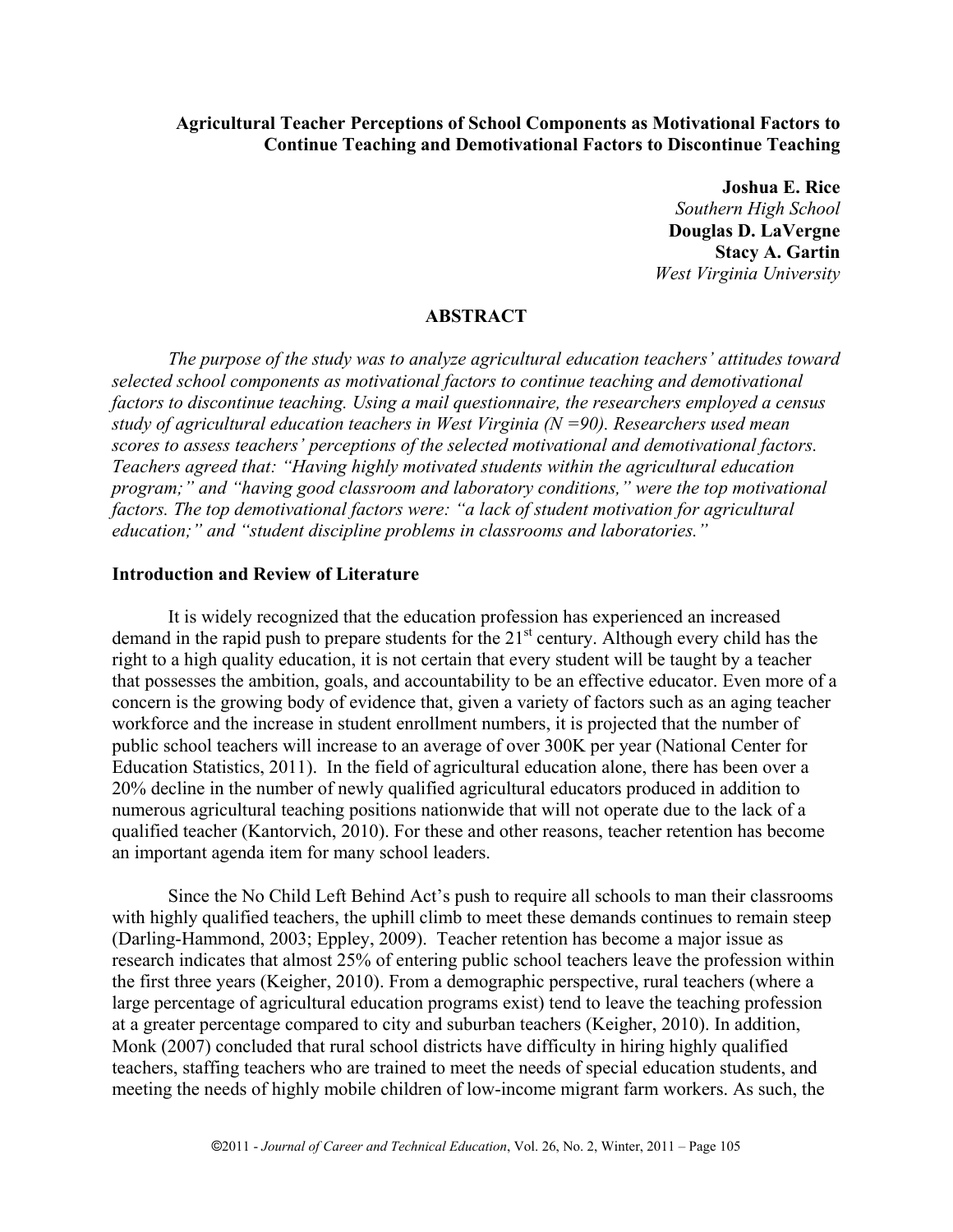**Agricultural Teacher Perceptions of School Components as Motivational Factors to Continue Teaching and Demotivational Factors to Discontinue Teaching**

**Joshua E. Rice**
*Southern High School*
**Douglas D. LaVergne**
**Stacy A. Gartin**
*West Virginia University*

## ABSTRACT

*The purpose of the study was to analyze agricultural education teachers' attitudes toward selected school components as motivational factors to continue teaching and demotivational factors to discontinue teaching. Using a mail questionnaire, the researchers employed a census study of agricultural education teachers in West Virginia (N =90). Researchers used mean scores to assess teachers' perceptions of the selected motivational and demotivational factors. Teachers agreed that: "Having highly motivated students within the agricultural education program;" and "having good classroom and laboratory conditions," were the top motivational factors. The top demotivational factors were: "a lack of student motivation for agricultural education;" and "student discipline problems in classrooms and laboratories."*

## Introduction and Review of Literature

It is widely recognized that the education profession has experienced an increased demand in the rapid push to prepare students for the 21st century. Although every child has the right to a high quality education, it is not certain that every student will be taught by a teacher that possesses the ambition, goals, and accountability to be an effective educator. Even more of a concern is the growing body of evidence that, given a variety of factors such as an aging teacher workforce and the increase in student enrollment numbers, it is projected that the number of public school teachers will increase to an average of over 300K per year (National Center for Education Statistics, 2011). In the field of agricultural education alone, there has been over a 20% decline in the number of newly qualified agricultural educators produced in addition to numerous agricultural teaching positions nationwide that will not operate due to the lack of a qualified teacher (Kantorvich, 2010). For these and other reasons, teacher retention has become an important agenda item for many school leaders.

Since the No Child Left Behind Act's push to require all schools to man their classrooms with highly qualified teachers, the uphill climb to meet these demands continues to remain steep (Darling-Hammond, 2003; Eppley, 2009). Teacher retention has become a major issue as research indicates that almost 25% of entering public school teachers leave the profession within the first three years (Keigher, 2010). From a demographic perspective, rural teachers (where a large percentage of agricultural education programs exist) tend to leave the teaching profession at a greater percentage compared to city and suburban teachers (Keigher, 2010). In addition, Monk (2007) concluded that rural school districts have difficulty in hiring highly qualified teachers, staffing teachers who are trained to meet the needs of special education students, and meeting the needs of highly mobile children of low-income migrant farm workers. As such, the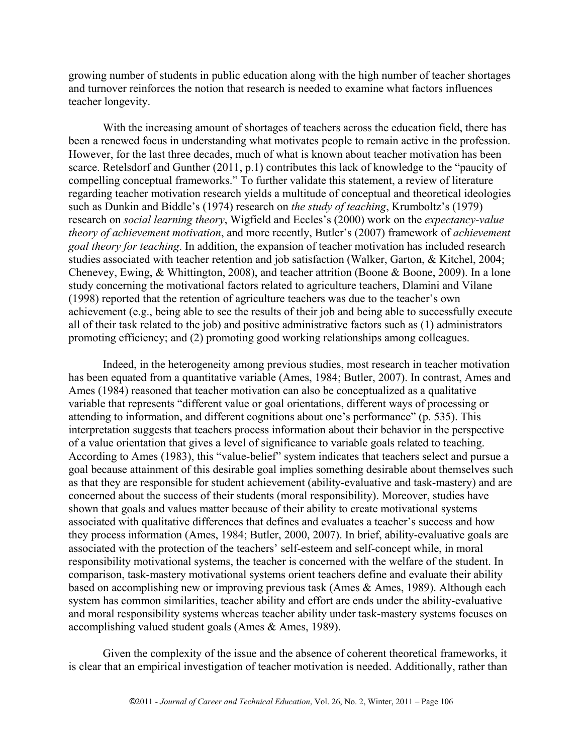growing number of students in public education along with the high number of teacher shortages and turnover reinforces the notion that research is needed to examine what factors influences teacher longevity.

With the increasing amount of shortages of teachers across the education field, there has been a renewed focus in understanding what motivates people to remain active in the profession. However, for the last three decades, much of what is known about teacher motivation has been scarce. Retelsdorf and Gunther (2011, p.1) contributes this lack of knowledge to the "paucity of compelling conceptual frameworks." To further validate this statement, a review of literature regarding teacher motivation research yields a multitude of conceptual and theoretical ideologies such as Dunkin and Biddle's (1974) research on *the study of teaching*, Krumboltz's (1979) research on *social learning theory*, Wigfield and Eccles's (2000) work on the *expectancy-value theory of achievement motivation*, and more recently, Butler's (2007) framework of *achievement goal theory for teaching*. In addition, the expansion of teacher motivation has included research studies associated with teacher retention and job satisfaction (Walker, Garton, & Kitchel, 2004; Chenevey, Ewing, & Whittington, 2008), and teacher attrition (Boone & Boone, 2009). In a lone study concerning the motivational factors related to agriculture teachers, Dlamini and Vilane (1998) reported that the retention of agriculture teachers was due to the teacher's own achievement (e.g., being able to see the results of their job and being able to successfully execute all of their task related to the job) and positive administrative factors such as (1) administrators promoting efficiency; and (2) promoting good working relationships among colleagues.

Indeed, in the heterogeneity among previous studies, most research in teacher motivation has been equated from a quantitative variable (Ames, 1984; Butler, 2007). In contrast, Ames and Ames (1984) reasoned that teacher motivation can also be conceptualized as a qualitative variable that represents "different value or goal orientations, different ways of processing or attending to information, and different cognitions about one's performance" (p. 535). This interpretation suggests that teachers process information about their behavior in the perspective of a value orientation that gives a level of significance to variable goals related to teaching. According to Ames (1983), this "value-belief" system indicates that teachers select and pursue a goal because attainment of this desirable goal implies something desirable about themselves such as that they are responsible for student achievement (ability-evaluative and task-mastery) and are concerned about the success of their students (moral responsibility). Moreover, studies have shown that goals and values matter because of their ability to create motivational systems associated with qualitative differences that defines and evaluates a teacher's success and how they process information (Ames, 1984; Butler, 2000, 2007). In brief, ability-evaluative goals are associated with the protection of the teachers' self-esteem and self-concept while, in moral responsibility motivational systems, the teacher is concerned with the welfare of the student. In comparison, task-mastery motivational systems orient teachers define and evaluate their ability based on accomplishing new or improving previous task (Ames & Ames, 1989). Although each system has common similarities, teacher ability and effort are ends under the ability-evaluative and moral responsibility systems whereas teacher ability under task-mastery systems focuses on accomplishing valued student goals (Ames & Ames, 1989).

Given the complexity of the issue and the absence of coherent theoretical frameworks, it is clear that an empirical investigation of teacher motivation is needed. Additionally, rather than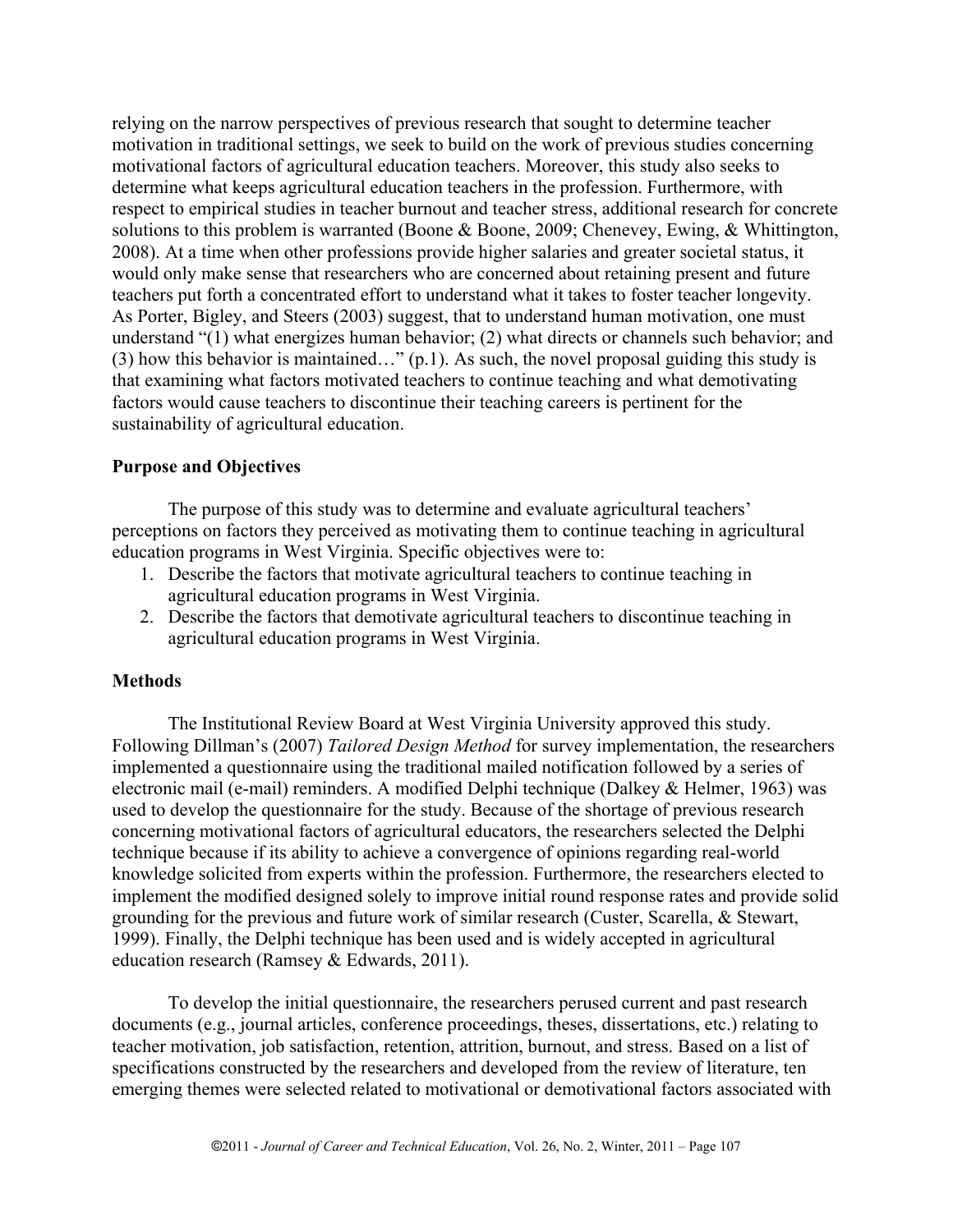relying on the narrow perspectives of previous research that sought to determine teacher motivation in traditional settings, we seek to build on the work of previous studies concerning motivational factors of agricultural education teachers. Moreover, this study also seeks to determine what keeps agricultural education teachers in the profession. Furthermore, with respect to empirical studies in teacher burnout and teacher stress, additional research for concrete solutions to this problem is warranted (Boone & Boone, 2009; Chenevey, Ewing, & Whittington, 2008). At a time when other professions provide higher salaries and greater societal status, it would only make sense that researchers who are concerned about retaining present and future teachers put forth a concentrated effort to understand what it takes to foster teacher longevity. As Porter, Bigley, and Steers (2003) suggest, that to understand human motivation, one must understand "(1) what energizes human behavior; (2) what directs or channels such behavior; and (3) how this behavior is maintained…" (p.1). As such, the novel proposal guiding this study is that examining what factors motivated teachers to continue teaching and what demotivating factors would cause teachers to discontinue their teaching careers is pertinent for the sustainability of agricultural education.

## Purpose and Objectives

The purpose of this study was to determine and evaluate agricultural teachers' perceptions on factors they perceived as motivating them to continue teaching in agricultural education programs in West Virginia. Specific objectives were to:

1. Describe the factors that motivate agricultural teachers to continue teaching in agricultural education programs in West Virginia.
2. Describe the factors that demotivate agricultural teachers to discontinue teaching in agricultural education programs in West Virginia.

## Methods

The Institutional Review Board at West Virginia University approved this study. Following Dillman's (2007) *Tailored Design Method* for survey implementation, the researchers implemented a questionnaire using the traditional mailed notification followed by a series of electronic mail (e-mail) reminders. A modified Delphi technique (Dalkey & Helmer, 1963) was used to develop the questionnaire for the study. Because of the shortage of previous research concerning motivational factors of agricultural educators, the researchers selected the Delphi technique because if its ability to achieve a convergence of opinions regarding real-world knowledge solicited from experts within the profession. Furthermore, the researchers elected to implement the modified designed solely to improve initial round response rates and provide solid grounding for the previous and future work of similar research (Custer, Scarella, & Stewart, 1999). Finally, the Delphi technique has been used and is widely accepted in agricultural education research (Ramsey & Edwards, 2011).

To develop the initial questionnaire, the researchers perused current and past research documents (e.g., journal articles, conference proceedings, theses, dissertations, etc.) relating to teacher motivation, job satisfaction, retention, attrition, burnout, and stress. Based on a list of specifications constructed by the researchers and developed from the review of literature, ten emerging themes were selected related to motivational or demotivational factors associated with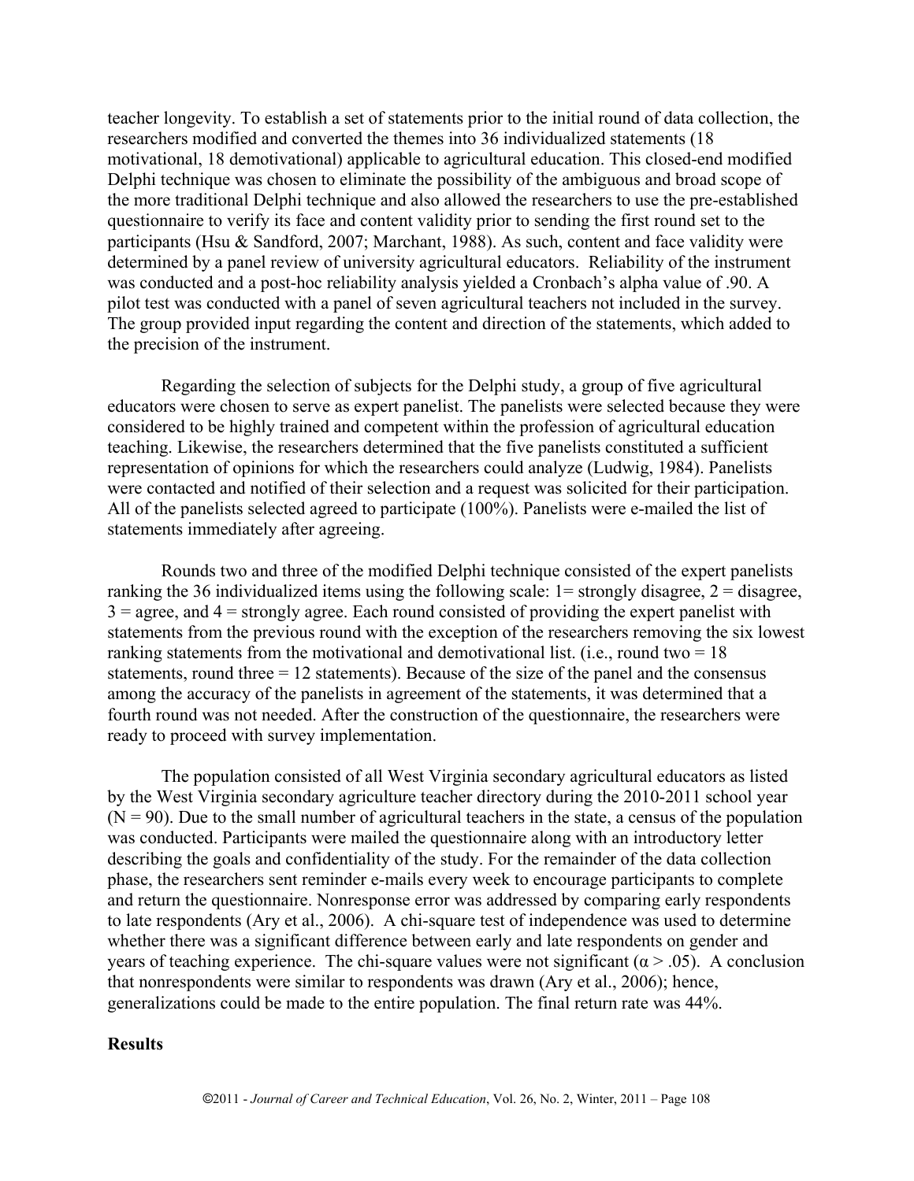teacher longevity. To establish a set of statements prior to the initial round of data collection, the researchers modified and converted the themes into 36 individualized statements (18 motivational, 18 demotivational) applicable to agricultural education. This closed-end modified Delphi technique was chosen to eliminate the possibility of the ambiguous and broad scope of the more traditional Delphi technique and also allowed the researchers to use the pre-established questionnaire to verify its face and content validity prior to sending the first round set to the participants (Hsu & Sandford, 2007; Marchant, 1988). As such, content and face validity were determined by a panel review of university agricultural educators. Reliability of the instrument was conducted and a post-hoc reliability analysis yielded a Cronbach's alpha value of .90. A pilot test was conducted with a panel of seven agricultural teachers not included in the survey. The group provided input regarding the content and direction of the statements, which added to the precision of the instrument.

Regarding the selection of subjects for the Delphi study, a group of five agricultural educators were chosen to serve as expert panelist. The panelists were selected because they were considered to be highly trained and competent within the profession of agricultural education teaching. Likewise, the researchers determined that the five panelists constituted a sufficient representation of opinions for which the researchers could analyze (Ludwig, 1984). Panelists were contacted and notified of their selection and a request was solicited for their participation. All of the panelists selected agreed to participate (100%). Panelists were e-mailed the list of statements immediately after agreeing.

Rounds two and three of the modified Delphi technique consisted of the expert panelists ranking the 36 individualized items using the following scale: 1= strongly disagree, 2 = disagree, 3 = agree, and 4 = strongly agree. Each round consisted of providing the expert panelist with statements from the previous round with the exception of the researchers removing the six lowest ranking statements from the motivational and demotivational list. (i.e., round two = 18 statements, round three = 12 statements). Because of the size of the panel and the consensus among the accuracy of the panelists in agreement of the statements, it was determined that a fourth round was not needed. After the construction of the questionnaire, the researchers were ready to proceed with survey implementation.

The population consisted of all West Virginia secondary agricultural educators as listed by the West Virginia secondary agriculture teacher directory during the 2010-2011 school year ($N = 90$). Due to the small number of agricultural teachers in the state, a census of the population was conducted. Participants were mailed the questionnaire along with an introductory letter describing the goals and confidentiality of the study. For the remainder of the data collection phase, the researchers sent reminder e-mails every week to encourage participants to complete and return the questionnaire. Nonresponse error was addressed by comparing early respondents to late respondents (Ary et al., 2006). A chi-square test of independence was used to determine whether there was a significant difference between early and late respondents on gender and years of teaching experience. The chi-square values were not significant ($\alpha > .05$). A conclusion that nonrespondents were similar to respondents was drawn (Ary et al., 2006); hence, generalizations could be made to the entire population. The final return rate was 44%.

## Results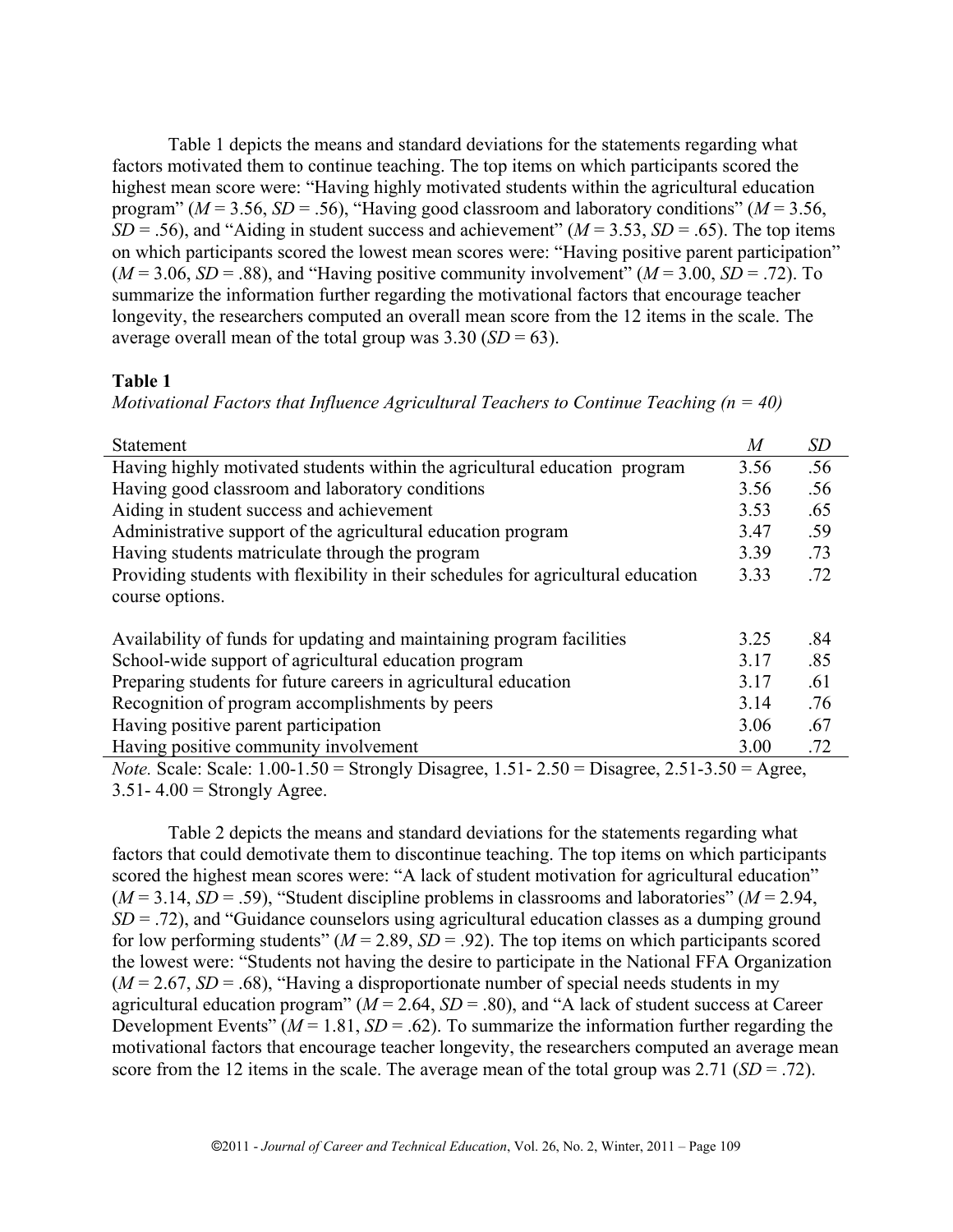Table 1 depicts the means and standard deviations for the statements regarding what factors motivated them to continue teaching. The top items on which participants scored the highest mean score were: "Having highly motivated students within the agricultural education program" (*M* = 3.56, *SD* = .56), "Having good classroom and laboratory conditions" (*M* = 3.56, *SD* = .56), and "Aiding in student success and achievement" (*M* = 3.53, *SD* = .65). The top items on which participants scored the lowest mean scores were: "Having positive parent participation" (*M* = 3.06, *SD* = .88), and "Having positive community involvement" (*M* = 3.00, *SD* = .72). To summarize the information further regarding the motivational factors that encourage teacher longevity, the researchers computed an overall mean score from the 12 items in the scale. The average overall mean of the total group was 3.30 (*SD* = 63).

**Table 1**

*Motivational Factors that Influence Agricultural Teachers to Continue Teaching (n = 40)*

| Statement | *M* | *SD* |
|---|---|---|
| Having highly motivated students within the agricultural education program | 3.56 | .56 |
| Having good classroom and laboratory conditions | 3.56 | .56 |
| Aiding in student success and achievement | 3.53 | .65 |
| Administrative support of the agricultural education program | 3.47 | .59 |
| Having students matriculate through the program | 3.39 | .73 |
| Providing students with flexibility in their schedules for agricultural education course options. | 3.33 | .72 |
| Availability of funds for updating and maintaining program facilities | 3.25 | .84 |
| School-wide support of agricultural education program | 3.17 | .85 |
| Preparing students for future careers in agricultural education | 3.17 | .61 |
| Recognition of program accomplishments by peers | 3.14 | .76 |
| Having positive parent participation | 3.06 | .67 |
| Having positive community involvement | 3.00 | .72 |

*Note.* Scale: Scale: 1.00-1.50 = Strongly Disagree, 1.51- 2.50 = Disagree, 2.51-3.50 = Agree, 3.51- 4.00 = Strongly Agree.

Table 2 depicts the means and standard deviations for the statements regarding what factors that could demotivate them to discontinue teaching. The top items on which participants scored the highest mean scores were: "A lack of student motivation for agricultural education" (*M* = 3.14, *SD* = .59), "Student discipline problems in classrooms and laboratories" (*M* = 2.94, *SD* = .72), and "Guidance counselors using agricultural education classes as a dumping ground for low performing students" (*M* = 2.89, *SD* = .92). The top items on which participants scored the lowest were: "Students not having the desire to participate in the National FFA Organization (*M* = 2.67, *SD* = .68), "Having a disproportionate number of special needs students in my agricultural education program" (*M* = 2.64, *SD* = .80), and "A lack of student success at Career Development Events" (*M* = 1.81, *SD* = .62). To summarize the information further regarding the motivational factors that encourage teacher longevity, the researchers computed an average mean score from the 12 items in the scale. The average mean of the total group was 2.71 (*SD* = .72).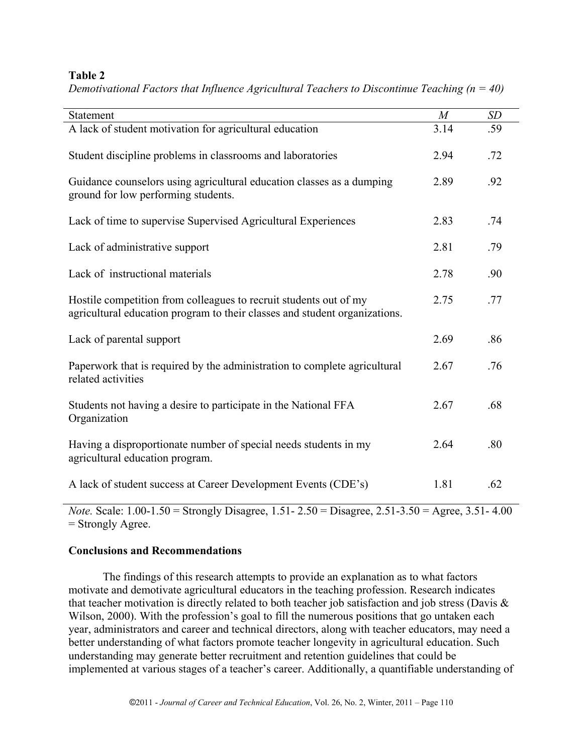**Table 2**

*Demotivational Factors that Influence Agricultural Teachers to Discontinue Teaching (n = 40)*

| Statement | *M* | *SD* |
|---|---|---|
| A lack of student motivation for agricultural education | 3.14 | .59 |
| Student discipline problems in classrooms and laboratories | 2.94 | .72 |
| Guidance counselors using agricultural education classes as a dumping ground for low performing students. | 2.89 | .92 |
| Lack of time to supervise Supervised Agricultural Experiences | 2.83 | .74 |
| Lack of administrative support | 2.81 | .79 |
| Lack of instructional materials | 2.78 | .90 |
| Hostile competition from colleagues to recruit students out of my agricultural education program to their classes and student organizations. | 2.75 | .77 |
| Lack of parental support | 2.69 | .86 |
| Paperwork that is required by the administration to complete agricultural related activities | 2.67 | .76 |
| Students not having a desire to participate in the National FFA Organization | 2.67 | .68 |
| Having a disproportionate number of special needs students in my agricultural education program. | 2.64 | .80 |
| A lack of student success at Career Development Events (CDE's) | 1.81 | .62 |

*Note.* Scale: 1.00-1.50 = Strongly Disagree, 1.51- 2.50 = Disagree, 2.51-3.50 = Agree, 3.51- 4.00 = Strongly Agree.

**Conclusions and Recommendations**

The findings of this research attempts to provide an explanation as to what factors motivate and demotivate agricultural educators in the teaching profession. Research indicates that teacher motivation is directly related to both teacher job satisfaction and job stress (Davis & Wilson, 2000). With the profession's goal to fill the numerous positions that go untaken each year, administrators and career and technical directors, along with teacher educators, may need a better understanding of what factors promote teacher longevity in agricultural education. Such understanding may generate better recruitment and retention guidelines that could be implemented at various stages of a teacher's career. Additionally, a quantifiable understanding of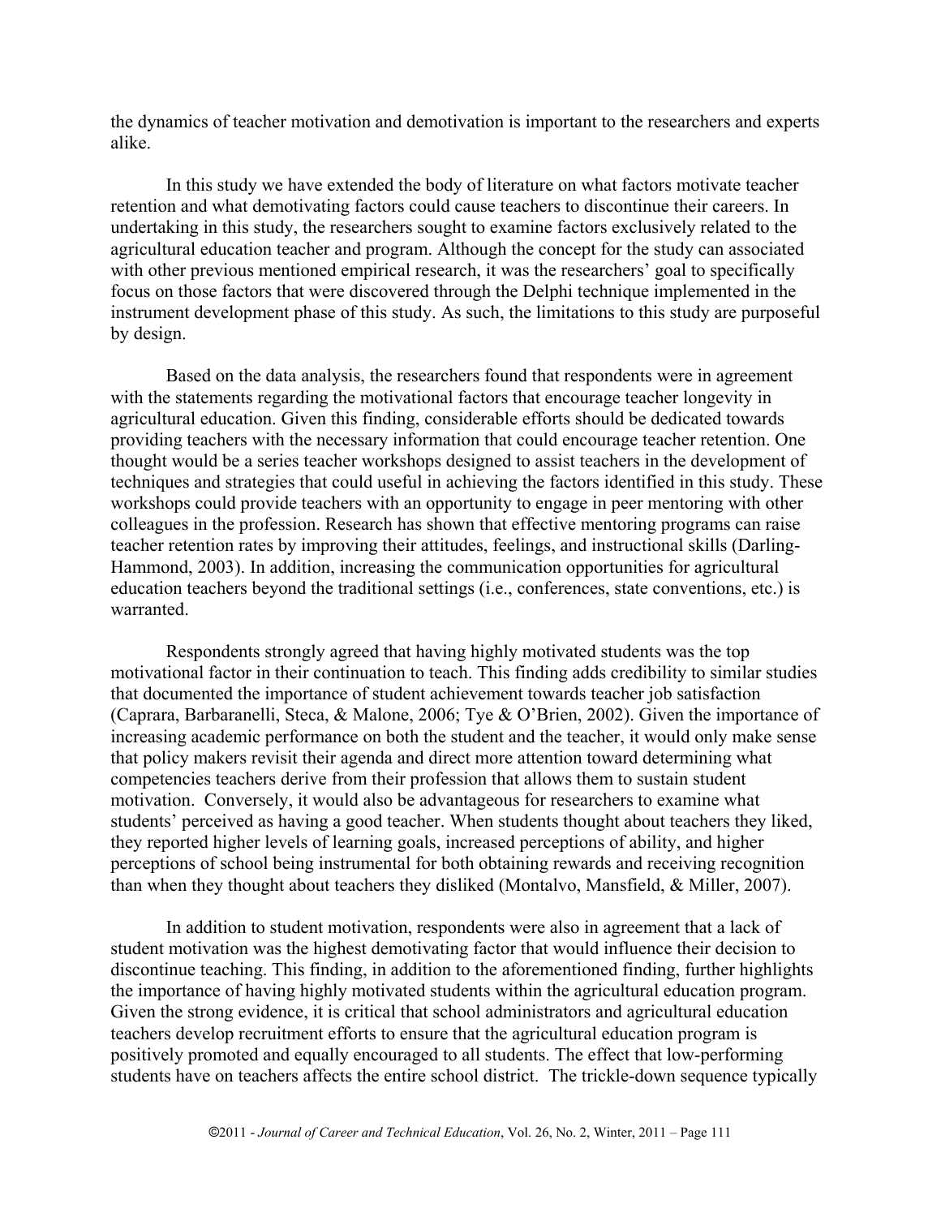the dynamics of teacher motivation and demotivation is important to the researchers and experts alike.

In this study we have extended the body of literature on what factors motivate teacher retention and what demotivating factors could cause teachers to discontinue their careers. In undertaking in this study, the researchers sought to examine factors exclusively related to the agricultural education teacher and program. Although the concept for the study can associated with other previous mentioned empirical research, it was the researchers' goal to specifically focus on those factors that were discovered through the Delphi technique implemented in the instrument development phase of this study. As such, the limitations to this study are purposeful by design.

Based on the data analysis, the researchers found that respondents were in agreement with the statements regarding the motivational factors that encourage teacher longevity in agricultural education. Given this finding, considerable efforts should be dedicated towards providing teachers with the necessary information that could encourage teacher retention. One thought would be a series teacher workshops designed to assist teachers in the development of techniques and strategies that could useful in achieving the factors identified in this study. These workshops could provide teachers with an opportunity to engage in peer mentoring with other colleagues in the profession. Research has shown that effective mentoring programs can raise teacher retention rates by improving their attitudes, feelings, and instructional skills (Darling-Hammond, 2003). In addition, increasing the communication opportunities for agricultural education teachers beyond the traditional settings (i.e., conferences, state conventions, etc.) is warranted.

Respondents strongly agreed that having highly motivated students was the top motivational factor in their continuation to teach. This finding adds credibility to similar studies that documented the importance of student achievement towards teacher job satisfaction (Caprara, Barbaranelli, Steca, & Malone, 2006; Tye & O'Brien, 2002). Given the importance of increasing academic performance on both the student and the teacher, it would only make sense that policy makers revisit their agenda and direct more attention toward determining what competencies teachers derive from their profession that allows them to sustain student motivation. Conversely, it would also be advantageous for researchers to examine what students' perceived as having a good teacher. When students thought about teachers they liked, they reported higher levels of learning goals, increased perceptions of ability, and higher perceptions of school being instrumental for both obtaining rewards and receiving recognition than when they thought about teachers they disliked (Montalvo, Mansfield, & Miller, 2007).

In addition to student motivation, respondents were also in agreement that a lack of student motivation was the highest demotivating factor that would influence their decision to discontinue teaching. This finding, in addition to the aforementioned finding, further highlights the importance of having highly motivated students within the agricultural education program. Given the strong evidence, it is critical that school administrators and agricultural education teachers develop recruitment efforts to ensure that the agricultural education program is positively promoted and equally encouraged to all students. The effect that low-performing students have on teachers affects the entire school district. The trickle-down sequence typically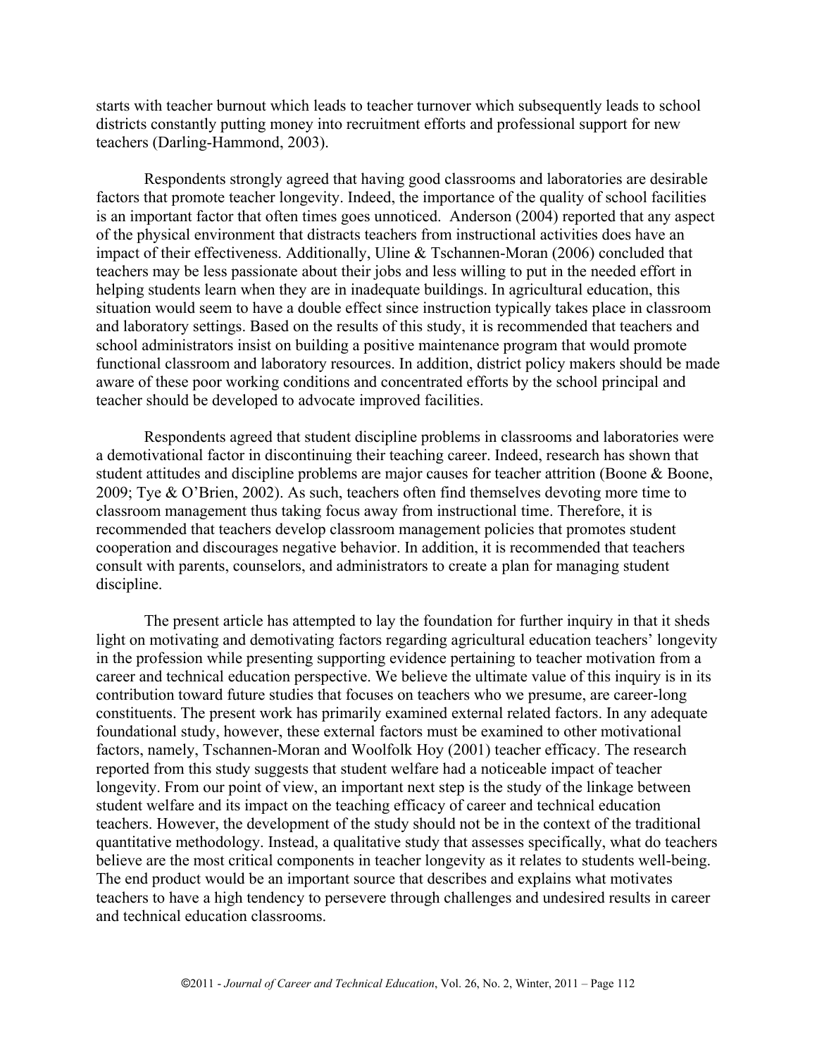starts with teacher burnout which leads to teacher turnover which subsequently leads to school districts constantly putting money into recruitment efforts and professional support for new teachers (Darling-Hammond, 2003).

Respondents strongly agreed that having good classrooms and laboratories are desirable factors that promote teacher longevity. Indeed, the importance of the quality of school facilities is an important factor that often times goes unnoticed. Anderson (2004) reported that any aspect of the physical environment that distracts teachers from instructional activities does have an impact of their effectiveness. Additionally, Uline & Tschannen-Moran (2006) concluded that teachers may be less passionate about their jobs and less willing to put in the needed effort in helping students learn when they are in inadequate buildings. In agricultural education, this situation would seem to have a double effect since instruction typically takes place in classroom and laboratory settings. Based on the results of this study, it is recommended that teachers and school administrators insist on building a positive maintenance program that would promote functional classroom and laboratory resources. In addition, district policy makers should be made aware of these poor working conditions and concentrated efforts by the school principal and teacher should be developed to advocate improved facilities.

Respondents agreed that student discipline problems in classrooms and laboratories were a demotivational factor in discontinuing their teaching career. Indeed, research has shown that student attitudes and discipline problems are major causes for teacher attrition (Boone & Boone, 2009; Tye & O'Brien, 2002). As such, teachers often find themselves devoting more time to classroom management thus taking focus away from instructional time. Therefore, it is recommended that teachers develop classroom management policies that promotes student cooperation and discourages negative behavior. In addition, it is recommended that teachers consult with parents, counselors, and administrators to create a plan for managing student discipline.

The present article has attempted to lay the foundation for further inquiry in that it sheds light on motivating and demotivating factors regarding agricultural education teachers' longevity in the profession while presenting supporting evidence pertaining to teacher motivation from a career and technical education perspective. We believe the ultimate value of this inquiry is in its contribution toward future studies that focuses on teachers who we presume, are career-long constituents. The present work has primarily examined external related factors. In any adequate foundational study, however, these external factors must be examined to other motivational factors, namely, Tschannen-Moran and Woolfolk Hoy (2001) teacher efficacy. The research reported from this study suggests that student welfare had a noticeable impact of teacher longevity. From our point of view, an important next step is the study of the linkage between student welfare and its impact on the teaching efficacy of career and technical education teachers. However, the development of the study should not be in the context of the traditional quantitative methodology. Instead, a qualitative study that assesses specifically, what do teachers believe are the most critical components in teacher longevity as it relates to students well-being. The end product would be an important source that describes and explains what motivates teachers to have a high tendency to persevere through challenges and undesired results in career and technical education classrooms.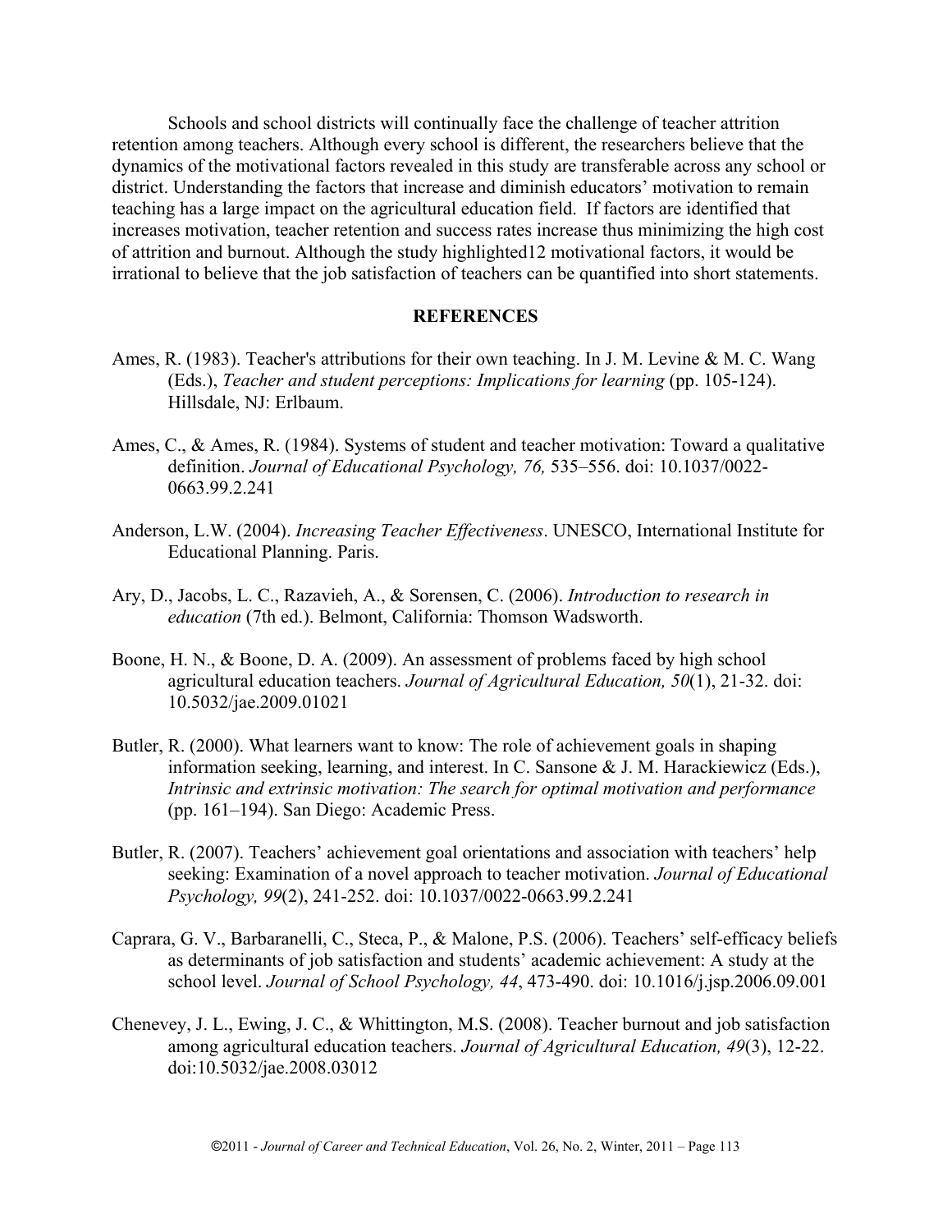Schools and school districts will continually face the challenge of teacher attrition retention among teachers. Although every school is different, the researchers believe that the dynamics of the motivational factors revealed in this study are transferable across any school or district. Understanding the factors that increase and diminish educators' motivation to remain teaching has a large impact on the agricultural education field. If factors are identified that increases motivation, teacher retention and success rates increase thus minimizing the high cost of attrition and burnout. Although the study highlighted12 motivational factors, it would be irrational to believe that the job satisfaction of teachers can be quantified into short statements.

## REFERENCES

Ames, R. (1983). Teacher's attributions for their own teaching. In J. M. Levine & M. C. Wang (Eds.), *Teacher and student perceptions: Implications for learning* (pp. 105-124). Hillsdale, NJ: Erlbaum.

Ames, C., & Ames, R. (1984). Systems of student and teacher motivation: Toward a qualitative definition. *Journal of Educational Psychology, 76,* 535–556. doi: 10.1037/0022-0663.99.2.241

Anderson, L.W. (2004). *Increasing Teacher Effectiveness*. UNESCO, International Institute for Educational Planning. Paris.

Ary, D., Jacobs, L. C., Razavieh, A., & Sorensen, C. (2006). *Introduction to research in education* (7th ed.). Belmont, California: Thomson Wadsworth.

Boone, H. N., & Boone, D. A. (2009). An assessment of problems faced by high school agricultural education teachers. *Journal of Agricultural Education, 50*(1), 21-32. doi: 10.5032/jae.2009.01021

Butler, R. (2000). What learners want to know: The role of achievement goals in shaping information seeking, learning, and interest. In C. Sansone & J. M. Harackiewicz (Eds.), *Intrinsic and extrinsic motivation: The search for optimal motivation and performance* (pp. 161–194). San Diego: Academic Press.

Butler, R. (2007). Teachers' achievement goal orientations and association with teachers' help seeking: Examination of a novel approach to teacher motivation. *Journal of Educational Psychology, 99*(2), 241-252. doi: 10.1037/0022-0663.99.2.241

Caprara, G. V., Barbaranelli, C., Steca, P., & Malone, P.S. (2006). Teachers' self-efficacy beliefs as determinants of job satisfaction and students' academic achievement: A study at the school level. *Journal of School Psychology, 44*, 473-490. doi: 10.1016/j.jsp.2006.09.001

Chenevey, J. L., Ewing, J. C., & Whittington, M.S. (2008). Teacher burnout and job satisfaction among agricultural education teachers. *Journal of Agricultural Education, 49*(3), 12-22. doi:10.5032/jae.2008.03012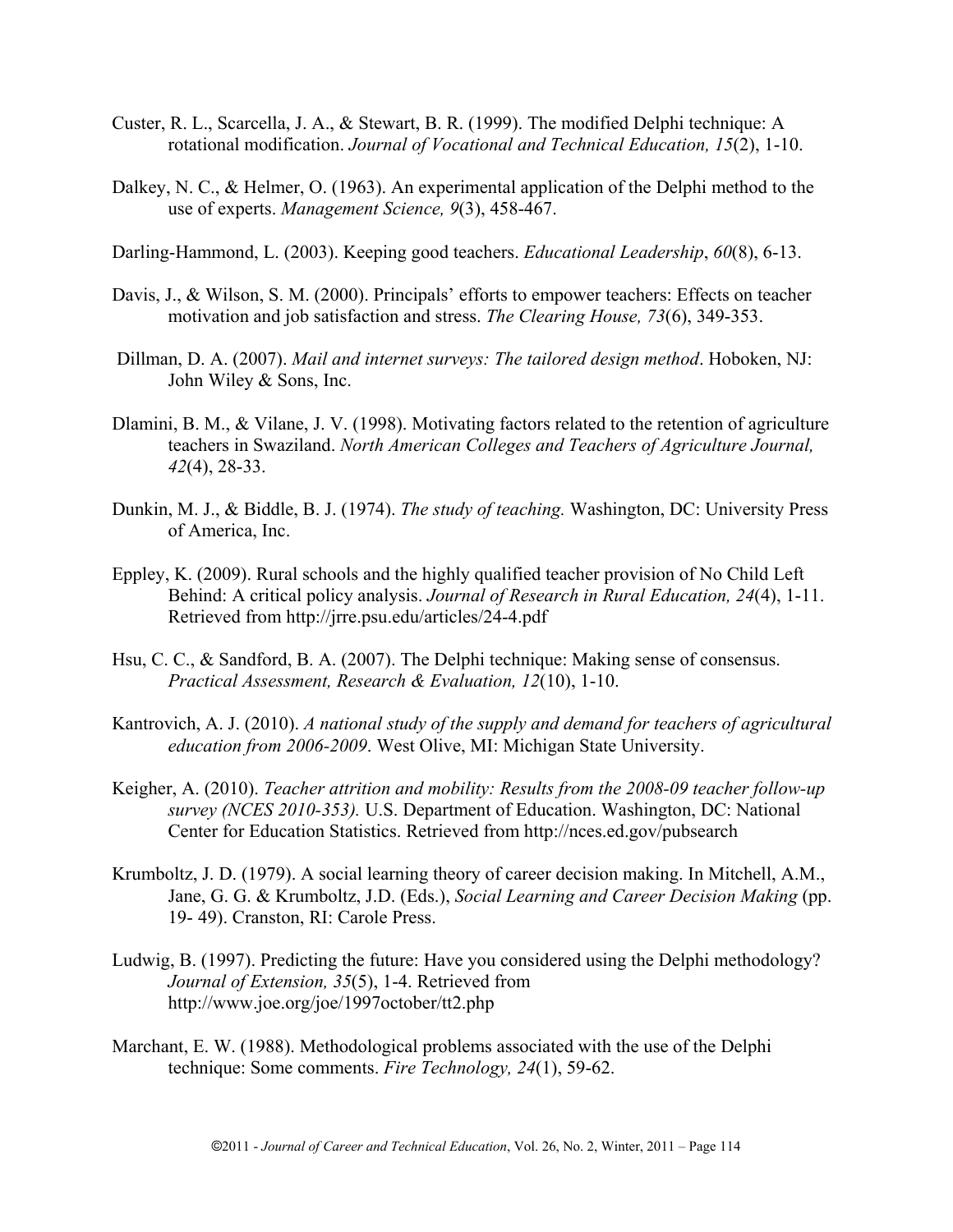Custer, R. L., Scarcella, J. A., & Stewart, B. R. (1999). The modified Delphi technique: A rotational modification. *Journal of Vocational and Technical Education, 15*(2), 1-10.

Dalkey, N. C., & Helmer, O. (1963). An experimental application of the Delphi method to the use of experts. *Management Science, 9*(3), 458-467.

Darling-Hammond, L. (2003). Keeping good teachers. *Educational Leadership*, *60*(8), 6-13.

Davis, J., & Wilson, S. M. (2000). Principals' efforts to empower teachers: Effects on teacher motivation and job satisfaction and stress. *The Clearing House, 73*(6), 349-353.

Dillman, D. A. (2007). *Mail and internet surveys: The tailored design method*. Hoboken, NJ: John Wiley & Sons, Inc.

Dlamini, B. M., & Vilane, J. V. (1998). Motivating factors related to the retention of agriculture teachers in Swaziland. *North American Colleges and Teachers of Agriculture Journal, 42*(4), 28-33.

Dunkin, M. J., & Biddle, B. J. (1974). *The study of teaching.* Washington, DC: University Press of America, Inc.

Eppley, K. (2009). Rural schools and the highly qualified teacher provision of No Child Left Behind: A critical policy analysis. *Journal of Research in Rural Education, 24*(4), 1-11. Retrieved from http://jrre.psu.edu/articles/24-4.pdf

Hsu, C. C., & Sandford, B. A. (2007). The Delphi technique: Making sense of consensus. *Practical Assessment, Research & Evaluation, 12*(10), 1-10.

Kantrovich, A. J. (2010). *A national study of the supply and demand for teachers of agricultural education from 2006-2009*. West Olive, MI: Michigan State University.

Keigher, A. (2010). *Teacher attrition and mobility: Results from the 2008-09 teacher follow-up survey (NCES 2010-353).* U.S. Department of Education. Washington, DC: National Center for Education Statistics. Retrieved from http://nces.ed.gov/pubsearch

Krumboltz, J. D. (1979). A social learning theory of career decision making. In Mitchell, A.M., Jane, G. G. & Krumboltz, J.D. (Eds.), *Social Learning and Career Decision Making* (pp. 19- 49). Cranston, RI: Carole Press.

Ludwig, B. (1997). Predicting the future: Have you considered using the Delphi methodology? *Journal of Extension, 35*(5), 1-4. Retrieved from http://www.joe.org/joe/1997october/tt2.php

Marchant, E. W. (1988). Methodological problems associated with the use of the Delphi technique: Some comments. *Fire Technology, 24*(1), 59-62.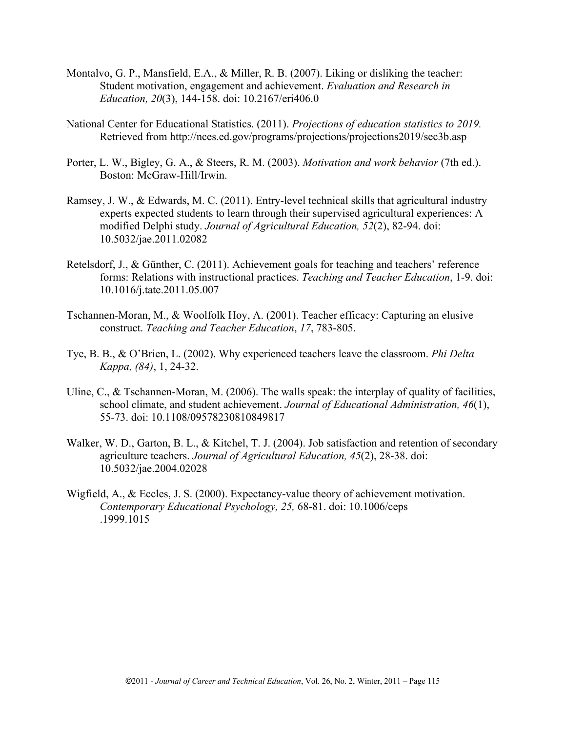Montalvo, G. P., Mansfield, E.A., & Miller, R. B. (2007). Liking or disliking the teacher: Student motivation, engagement and achievement. *Evaluation and Research in Education, 20*(3), 144-158. doi: 10.2167/eri406.0

National Center for Educational Statistics. (2011). *Projections of education statistics to 2019.* Retrieved from http://nces.ed.gov/programs/projections/projections2019/sec3b.asp

Porter, L. W., Bigley, G. A., & Steers, R. M. (2003). *Motivation and work behavior* (7th ed.). Boston: McGraw-Hill/Irwin.

Ramsey, J. W., & Edwards, M. C. (2011). Entry-level technical skills that agricultural industry experts expected students to learn through their supervised agricultural experiences: A modified Delphi study. *Journal of Agricultural Education, 52*(2), 82-94. doi: 10.5032/jae.2011.02082

Retelsdorf, J., & Günther, C. (2011). Achievement goals for teaching and teachers' reference forms: Relations with instructional practices. *Teaching and Teacher Education*, 1-9. doi: 10.1016/j.tate.2011.05.007

Tschannen-Moran, M., & Woolfolk Hoy, A. (2001). Teacher efficacy: Capturing an elusive construct. *Teaching and Teacher Education*, *17*, 783-805.

Tye, B. B., & O'Brien, L. (2002). Why experienced teachers leave the classroom. *Phi Delta Kappa, (84)*, 1, 24-32.

Uline, C., & Tschannen-Moran, M. (2006). The walls speak: the interplay of quality of facilities, school climate, and student achievement. *Journal of Educational Administration, 46*(1), 55-73. doi: 10.1108/09578230810849817

Walker, W. D., Garton, B. L., & Kitchel, T. J. (2004). Job satisfaction and retention of secondary agriculture teachers. *Journal of Agricultural Education, 45*(2), 28-38. doi: 10.5032/jae.2004.02028

Wigfield, A., & Eccles, J. S. (2000). Expectancy-value theory of achievement motivation. *Contemporary Educational Psychology, 25,* 68-81. doi: 10.1006/ceps .1999.1015